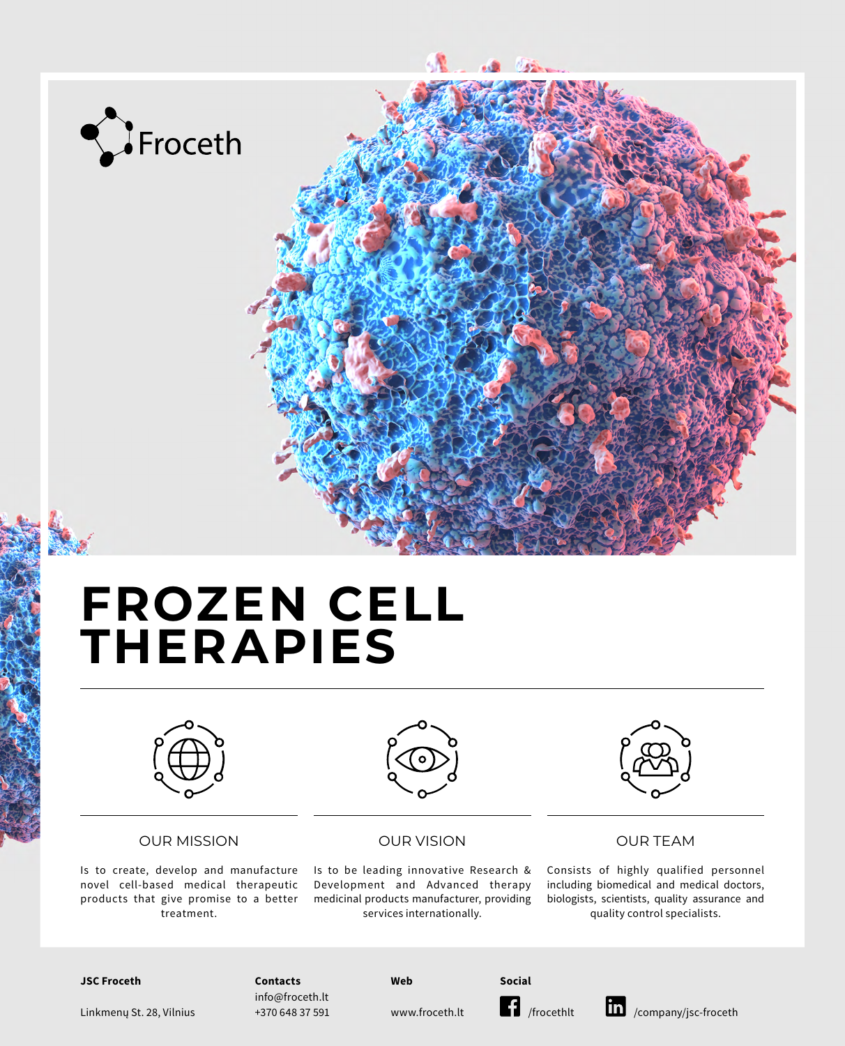Froceth

# FROZEN CELL THERAPIES

## OUR MISSION

Is to create, develop and manufacture novel cell-based medical therapeutic products that give promise to a better treatment.

## OUR VISION

Is to be leading innovative Research & Development and Advanced therapy medicinal products manufacturer, providing services internationally.

## OUR TEAM

Consists of highly qualified personnel including biomedical and medical doctors, biologists, scientists, quality assurance and quality control specialists.

**JSC Froceth**

Linkmenų St. 28, Vilnius

**Contacts**

info@froceth.lt
+370 648 37 591

**Web**

www.froceth.lt

**Social**

/frocethlt

/company/jsc-froceth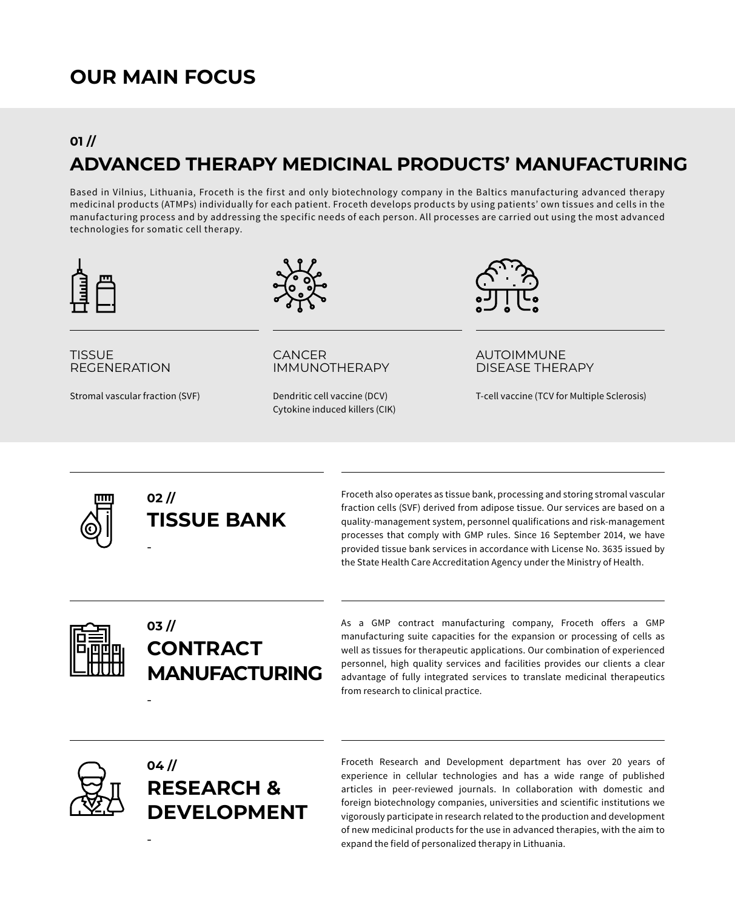# OUR MAIN FOCUS

**01 //**

## ADVANCED THERAPY MEDICINAL PRODUCTS' MANUFACTURING

Based in Vilnius, Lithuania, Froceth is the first and only biotechnology company in the Baltics manufacturing advanced therapy medicinal products (ATMPs) individually for each patient. Froceth develops products by using patients' own tissues and cells in the manufacturing process and by addressing the specific needs of each person. All processes are carried out using the most advanced technologies for somatic cell therapy.

### TISSUE REGENERATION

Stromal vascular fraction (SVF)

### CANCER IMMUNOTHERAPY

Dendritic cell vaccine (DCV)
Cytokine induced killers (CIK)

### AUTOIMMUNE DISEASE THERAPY

T-cell vaccine (TCV for Multiple Sclerosis)

**02 //**

## TISSUE BANK

-

Froceth also operates as tissue bank, processing and storing stromal vascular fraction cells (SVF) derived from adipose tissue. Our services are based on a quality-management system, personnel qualifications and risk-management processes that comply with GMP rules. Since 16 September 2014, we have provided tissue bank services in accordance with License No. 3635 issued by the State Health Care Accreditation Agency under the Ministry of Health.

**03 //**

## CONTRACT MANUFACTURING

-

As a GMP contract manufacturing company, Froceth offers a GMP manufacturing suite capacities for the expansion or processing of cells as well as tissues for therapeutic applications. Our combination of experienced personnel, high quality services and facilities provides our clients a clear advantage of fully integrated services to translate medicinal therapeutics from research to clinical practice.

**04 //**

## RESEARCH & DEVELOPMENT

-

Froceth Research and Development department has over 20 years of experience in cellular technologies and has a wide range of published articles in peer-reviewed journals. In collaboration with domestic and foreign biotechnology companies, universities and scientific institutions we vigorously participate in research related to the production and development of new medicinal products for the use in advanced therapies, with the aim to expand the field of personalized therapy in Lithuania.